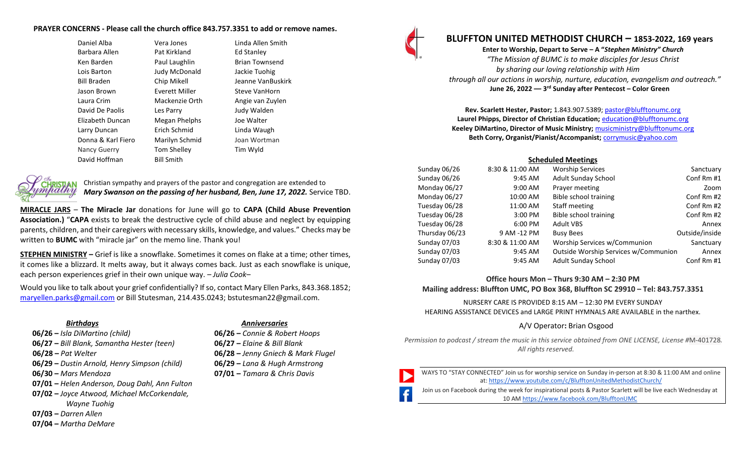**PRAYER CONCERNS - Please call the church office 843.757.3351 to add or remove names.**

| | | |
|---|---|---|
| Daniel Alba | Vera Jones | Linda Allen Smith |
| Barbara Allen | Pat Kirkland | Ed Stanley |
| Ken Barden | Paul Laughlin | Brian Townsend |
| Lois Barton | Judy McDonald | Jackie Tuohig |
| Bill Braden | Chip Mikell | Jeanne VanBuskirk |
| Jason Brown | Everett Miller | Steve VanHorn |
| Laura Crim | Mackenzie Orth | Angie van Zuylen |
| David De Paolis | Les Parry | Judy Walden |
| Elizabeth Duncan | Megan Phelphs | Joe Walter |
| Larry Duncan | Erich Schmid | Linda Waugh |
| Donna & Karl Fiero | Marilyn Schmid | Joan Wortman |
| Nancy Guerry | Tom Shelley | Tim Wyld |
| David Hoffman | Bill Smith | |

Christian sympathy and prayers of the pastor and congregation are extended to ***Mary Swanson on the passing of her husband, Ben, June 17, 2022.*** Service TBD.

**MIRACLE JARS** – **The Miracle Jar** donations for June will go to **CAPA (Child Abuse Prevention Association.)** "**CAPA** exists to break the destructive cycle of child abuse and neglect by equipping parents, children, and their caregivers with necessary skills, knowledge, and values." Checks may be written to **BUMC** with "miracle jar" on the memo line. Thank you!

**STEPHEN MINISTRY –** Grief is like a snowflake. Sometimes it comes on flake at a time; other times, it comes like a blizzard. It melts away, but it always comes back. Just as each snowflake is unique, each person experiences grief in their own unique way. – *Julia Cook*–

Would you like to talk about your grief confidentially? If so, contact Mary Ellen Parks, 843.368.1852; maryellen.parks@gmail.com or Bill Stutesman, 214.435.0243; bstutesman22@gmail.com.

***Birthdays***

**06/26 –** *Isla DiMartino (child)*
**06/27 –** *Bill Blank, Samantha Hester (teen)*
**06/28 –** *Pat Welter*
**06/29 –** *Dustin Arnold, Henry Simpson (child)*
**06/30 –** *Mars Mendoza*
**07/01 –** *Helen Anderson, Doug Dahl, Ann Fulton*
**07/02 –** *Joyce Atwood, Michael McCorkendale, Wayne Tuohig*
**07/03 –** *Darren Allen*
**07/04 –** *Martha DeMare*

***Anniversaries***

**06/26 –** *Connie & Robert Hoops*
**06/27 –** *Elaine & Bill Blank*
**06/28 –** *Jenny Gniech & Mark Flugel*
**06/29 –** *Lana & Hugh Armstrong*
**07/01 –** *Tamara & Chris Davis*

# BLUFFTON UNITED METHODIST CHURCH – 1853-2022, 169 years

**Enter to Worship, Depart to Serve – A "*Stephen Ministry" Church***

*"The Mission of BUMC is to make disciples for Jesus Christ by sharing our loving relationship with Him through all our actions in worship, nurture, education, evangelism and outreach."*

**June 26, 2022 — 3rd Sunday after Pentecost – Color Green**

**Rev. Scarlett Hester, Pastor;** 1.843.907.5389; pastor@blufftonumc.org
**Laurel Phipps, Director of Christian Education;** education@blufftonumc.org
**Keeley DiMartino, Director of Music Ministry;** musicministry@blufftonumc.org
**Beth Corry, Organist/Pianist/Accompanist;** corrymusic@yahoo.com

**Scheduled Meetings**

| | | | |
|---|---|---|---|
| Sunday 06/26 | 8:30 & 11:00 AM | Worship Services | Sanctuary |
| Sunday 06/26 | 9:45 AM | Adult Sunday School | Conf Rm #1 |
| Monday 06/27 | 9:00 AM | Prayer meeting | Zoom |
| Monday 06/27 | 10:00 AM | Bible school training | Conf Rm #2 |
| Tuesday 06/28 | 11:00 AM | Staff meeting | Conf Rm #2 |
| Tuesday 06/28 | 3:00 PM | Bible school training | Conf Rm #2 |
| Tuesday 06/28 | 6:00 PM | Adult VBS | Annex |
| Thursday 06/23 | 9 AM -12 PM | Busy Bees | Outside/inside |
| Sunday 07/03 | 8:30 & 11:00 AM | Worship Services w/Communion | Sanctuary |
| Sunday 07/03 | 9:45 AM | Outside Worship Services w/Communion | Annex |
| Sunday 07/03 | 9:45 AM | Adult Sunday School | Conf Rm #1 |

**Office hours Mon – Thurs 9:30 AM – 2:30 PM**
**Mailing address: Bluffton UMC, PO Box 368, Bluffton SC 29910 – Tel: 843.757.3351**

NURSERY CARE IS PROVIDED 8:15 AM – 12:30 PM EVERY SUNDAY
HEARING ASSISTANCE DEVICES and LARGE PRINT HYMNALS ARE AVAILABLE in the narthex.

A/V Operator**:** Brian Osgood

*Permission to podcast / stream the music in this service obtained from ONE LICENSE, License #M-401728. All rights reserved.*

WAYS TO "STAY CONNECTED" Join us for worship service on Sunday in-person at 8:30 & 11:00 AM and online at: https://www.youtube.com/c/BlufftonUnitedMethodistChurch/

Join us on Facebook during the week for inspirational posts & Pastor Scarlett will be live each Wednesday at 10 AM https://www.facebook.com/BlufftonUMC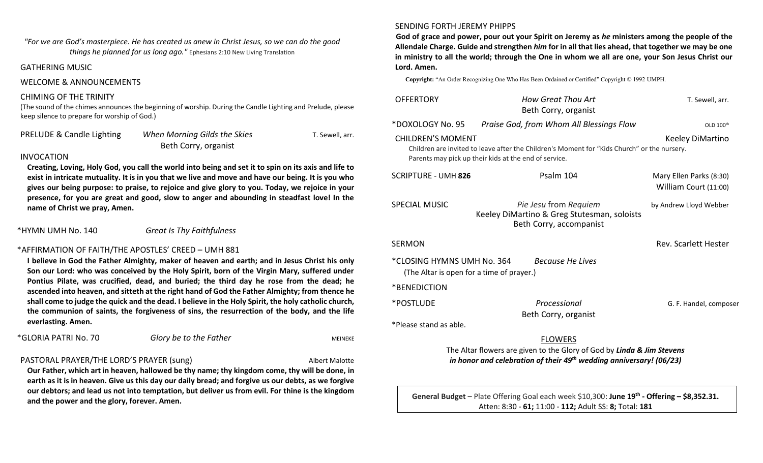*"For we are God's masterpiece. He has created us anew in Christ Jesus, so we can do the good things he planned for us long ago."* Ephesians 2:10 New Living Translation

GATHERING MUSIC

WELCOME & ANNOUNCEMENTS

CHIMING OF THE TRINITY
(The sound of the chimes announces the beginning of worship. During the Candle Lighting and Prelude, please keep silence to prepare for worship of God.)

PRELUDE & Candle Lighting — *When Morning Gilds the Skies* — T. Sewell, arr.
Beth Corry, organist

INVOCATION

**Creating, Loving, Holy God, you call the world into being and set it to spin on its axis and life to exist in intricate mutuality. It is in you that we live and move and have our being. It is you who gives our being purpose: to praise, to rejoice and give glory to you. Today, we rejoice in your presence, for you are great and good, slow to anger and abounding in steadfast love! In the name of Christ we pray, Amen.**

*HYMN UMH No. 140 — *Great Is Thy Faithfulness*

*AFFIRMATION OF FAITH/THE APOSTLES' CREED – UMH 881

**I believe in God the Father Almighty, maker of heaven and earth; and in Jesus Christ his only Son our Lord: who was conceived by the Holy Spirit, born of the Virgin Mary, suffered under Pontius Pilate, was crucified, dead, and buried; the third day he rose from the dead; he ascended into heaven, and sitteth at the right hand of God the Father Almighty; from thence he shall come to judge the quick and the dead. I believe in the Holy Spirit, the holy catholic church, the communion of saints, the forgiveness of sins, the resurrection of the body, and the life everlasting. Amen.**

*GLORIA PATRI No. 70 — *Glory be to the Father* — MEINEKE

PASTORAL PRAYER/THE LORD'S PRAYER (sung) — Albert Malotte

**Our Father, which art in heaven, hallowed be thy name; thy kingdom come, thy will be done, in earth as it is in heaven. Give us this day our daily bread; and forgive us our debts, as we forgive our debtors; and lead us not into temptation, but deliver us from evil. For thine is the kingdom and the power and the glory, forever. Amen.**

SENDING FORTH JEREMY PHIPPS

**God of grace and power, pour out your Spirit on Jeremy as *he* ministers among the people of the Allendale Charge. Guide and strengthen *him* for in all that lies ahead, that together we may be one in ministry to all the world; through the One in whom we all are one, your Son Jesus Christ our Lord. Amen.**

**Copyright:** "An Order Recognizing One Who Has Been Ordained or Certified" Copyright © 1992 UMPH.

OFFERTORY — *How Great Thou Art* — T. Sewell, arr.
Beth Corry, organist

*DOXOLOGY No. 95 — *Praise God, from Whom All Blessings Flow* — OLD 100th

CHILDREN'S MOMENT — Keeley DiMartino
Children are invited to leave after the Children's Moment for "Kids Church" or the nursery. Parents may pick up their kids at the end of service.

SCRIPTURE - UMH **826** — Psalm 104 — Mary Ellen Parks (8:30), William Court (11:00)

SPECIAL MUSIC — *Pie Jesu* from *Requiem* — by Andrew Lloyd Webber
Keeley DiMartino & Greg Stutesman, soloists
Beth Corry, accompanist

SERMON — Rev. Scarlett Hester

*CLOSING HYMNS UMH No. 364 — *Because He Lives*
(The Altar is open for a time of prayer.)

*BENEDICTION

*POSTLUDE — *Processional* — G. F. Handel, composer
Beth Corry, organist

*Please stand as able.

FLOWERS

The Altar flowers are given to the Glory of God by ***Linda & Jim Stevens*** *in honor and celebration of their 49th wedding anniversary! (06/23)*

General Budget – Plate Offering Goal each week $10,300: **June 19th - Offering – $8,352.31.**
Atten: 8:30 - **61;** 11:00 - **112;** Adult SS: **8;** Total: **181**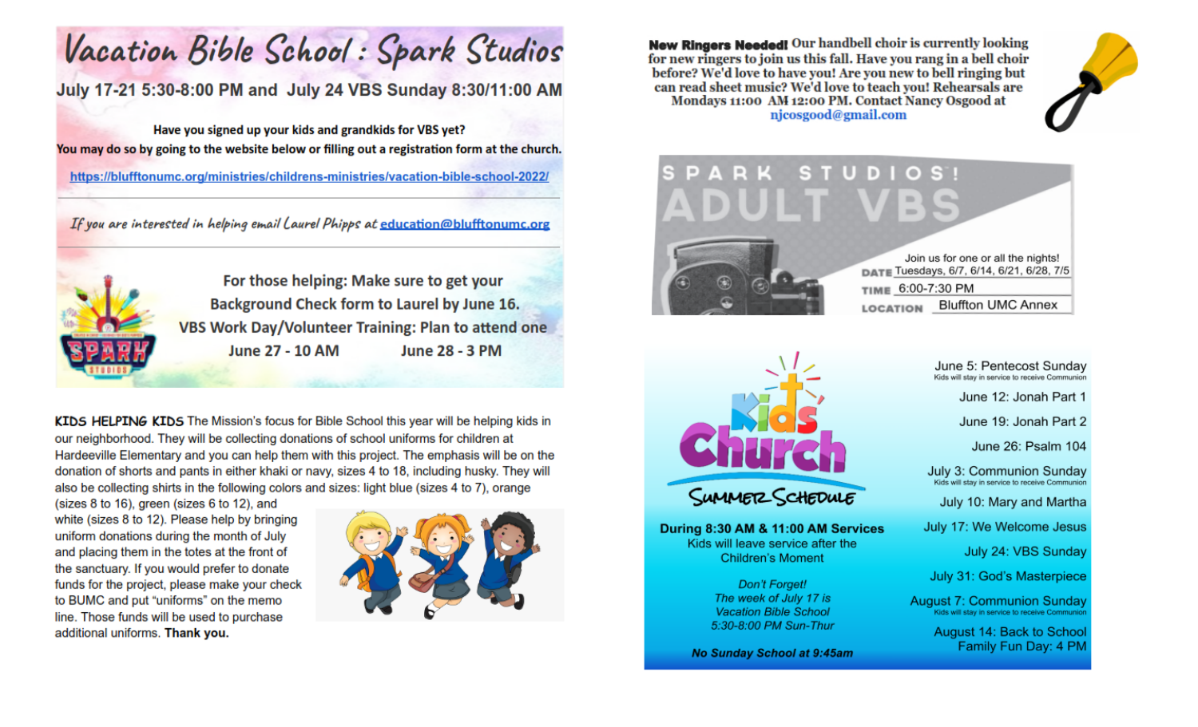# Vacation Bible School: Spark Studios

**July 17-21 5:30-8:00 PM and July 24 VBS Sunday 8:30/11:00 AM**

**Have you signed up your kids and grandkids for VBS yet?**
**You may do so by going to the website below or filling out a registration form at the church.**

https://blufftonumc.org/ministries/childrens-ministries/vacation-bible-school-2022/

*If you are interested in helping email Laurel Phipps at education@blufftonumc.org*

For those helping: Make sure to get your Background Check form to Laurel by June 16.
VBS Work Day/Volunteer Training: Plan to attend one
June 27 - 10 AM    June 28 - 3 PM

SPARK STUDIOS

**KIDS HELPING KIDS** The Mission's focus for Bible School this year will be helping kids in our neighborhood. They will be collecting donations of school uniforms for children at Hardeeville Elementary and you can help them with this project. The emphasis will be on the donation of shorts and pants in either khaki or navy, sizes 4 to 18, including husky. They will also be collecting shirts in the following colors and sizes: light blue (sizes 4 to 7), orange (sizes 8 to 16), green (sizes 6 to 12), and white (sizes 8 to 12). Please help by bringing uniform donations during the month of July and placing them in the totes at the front of the sanctuary. If you would prefer to donate funds for the project, please make your check to BUMC and put "uniforms" on the memo line. Those funds will be used to purchase additional uniforms. **Thank you.**

**New Ringers Needed!** Our handbell choir is currently looking for new ringers to join us this fall. Have you rang in a bell choir before? We'd love to have you! Are you new to bell ringing but can read sheet music? We'd love to teach you! Rehearsals are Mondays 11:00 AM 12:00 PM. Contact Nancy Osgood at njcosgood@gmail.com

## SPARK STUDIOS! ADULT VBS

Join us for one or all the nights!
DATE Tuesdays, 6/7, 6/14, 6/21, 6/28, 7/5
TIME 6:00-7:30 PM
LOCATION Bluffton UMC Annex

## Kids Church Summer Schedule

**During 8:30 AM & 11:00 AM Services**
Kids will leave service after the Children's Moment

*Don't Forget!*
*The week of July 17 is Vacation Bible School 5:30-8:00 PM Sun-Thur*

***No Sunday School at 9:45am***

- June 5: Pentecost Sunday
  Kids will stay in service to receive Communion
- June 12: Jonah Part 1
- June 19: Jonah Part 2
- June 26: Psalm 104
- July 3: Communion Sunday
  Kids will stay in service to receive Communion
- July 10: Mary and Martha
- July 17: We Welcome Jesus
- July 24: VBS Sunday
- July 31: God's Masterpiece
- August 7: Communion Sunday
  Kids will stay in service to receive Communion
- August 14: Back to School Family Fun Day: 4 PM